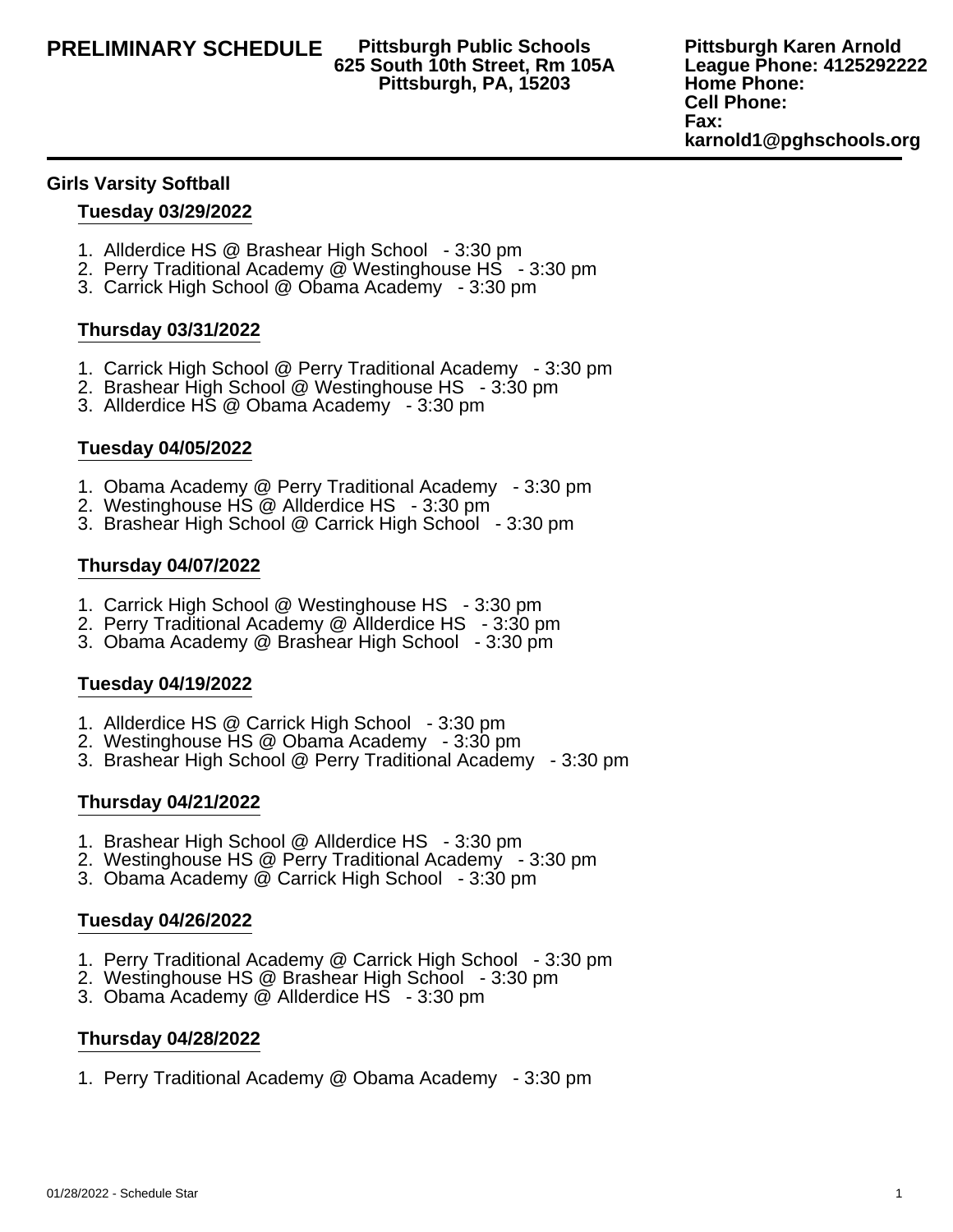**PRELIMINARY SCHEDULE**

**Pittsburgh Public Schools**
**625 South 10th Street, Rm 105A**
**Pittsburgh, PA, 15203**

**Pittsburgh Karen Arnold**
**League Phone: 4125292222**
**Home Phone:**
**Cell Phone:**
**Fax:**
**karnold1@pghschools.org**

---

### Girls Varsity Softball

#### Tuesday 03/29/2022

1. Allderdice HS @ Brashear High School - 3:30 pm
2. Perry Traditional Academy @ Westinghouse HS - 3:30 pm
3. Carrick High School @ Obama Academy - 3:30 pm

#### Thursday 03/31/2022

1. Carrick High School @ Perry Traditional Academy - 3:30 pm
2. Brashear High School @ Westinghouse HS - 3:30 pm
3. Allderdice HS @ Obama Academy - 3:30 pm

#### Tuesday 04/05/2022

1. Obama Academy @ Perry Traditional Academy - 3:30 pm
2. Westinghouse HS @ Allderdice HS - 3:30 pm
3. Brashear High School @ Carrick High School - 3:30 pm

#### Thursday 04/07/2022

1. Carrick High School @ Westinghouse HS - 3:30 pm
2. Perry Traditional Academy @ Allderdice HS - 3:30 pm
3. Obama Academy @ Brashear High School - 3:30 pm

#### Tuesday 04/19/2022

1. Allderdice HS @ Carrick High School - 3:30 pm
2. Westinghouse HS @ Obama Academy - 3:30 pm
3. Brashear High School @ Perry Traditional Academy - 3:30 pm

#### Thursday 04/21/2022

1. Brashear High School @ Allderdice HS - 3:30 pm
2. Westinghouse HS @ Perry Traditional Academy - 3:30 pm
3. Obama Academy @ Carrick High School - 3:30 pm

#### Tuesday 04/26/2022

1. Perry Traditional Academy @ Carrick High School - 3:30 pm
2. Westinghouse HS @ Brashear High School - 3:30 pm
3. Obama Academy @ Allderdice HS - 3:30 pm

#### Thursday 04/28/2022

1. Perry Traditional Academy @ Obama Academy - 3:30 pm

01/28/2022 - Schedule Star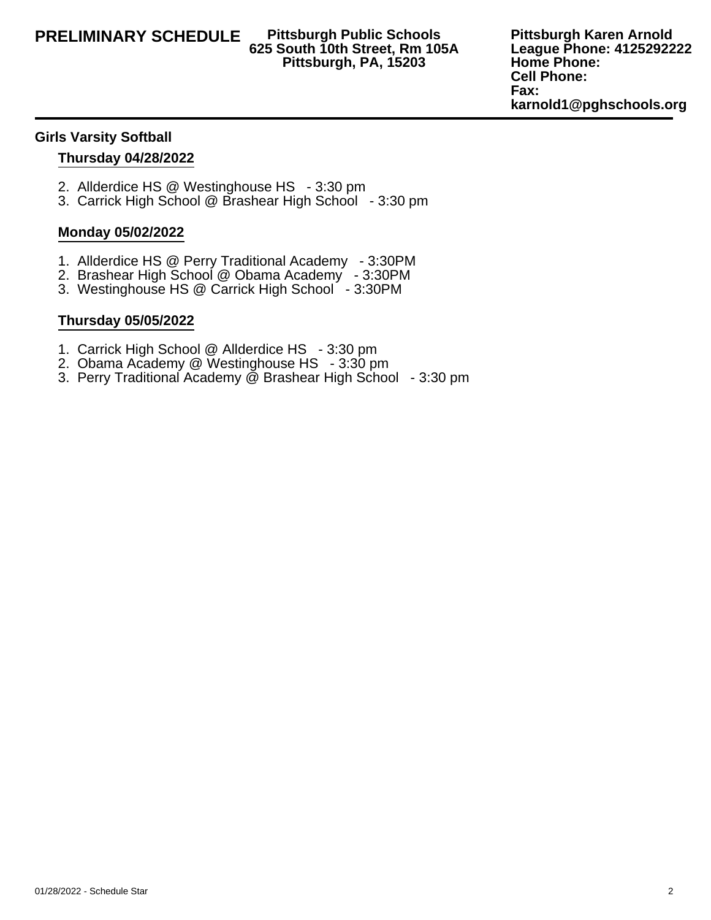**PRELIMINARY SCHEDULE**

**Pittsburgh Public Schools**
**625 South 10th Street, Rm 105A**
**Pittsburgh, PA, 15203**

**Pittsburgh Karen Arnold**
**League Phone: 4125292222**
**Home Phone:**
**Cell Phone:**
**Fax:**
**karnold1@pghschools.org**

---

**Girls Varsity Softball**

**Thursday 04/28/2022**

2. Allderdice HS @ Westinghouse HS - 3:30 pm
3. Carrick High School @ Brashear High School - 3:30 pm

**Monday 05/02/2022**

1. Allderdice HS @ Perry Traditional Academy - 3:30PM
2. Brashear High School @ Obama Academy - 3:30PM
3. Westinghouse HS @ Carrick High School - 3:30PM

**Thursday 05/05/2022**

1. Carrick High School @ Allderdice HS - 3:30 pm
2. Obama Academy @ Westinghouse HS - 3:30 pm
3. Perry Traditional Academy @ Brashear High School - 3:30 pm